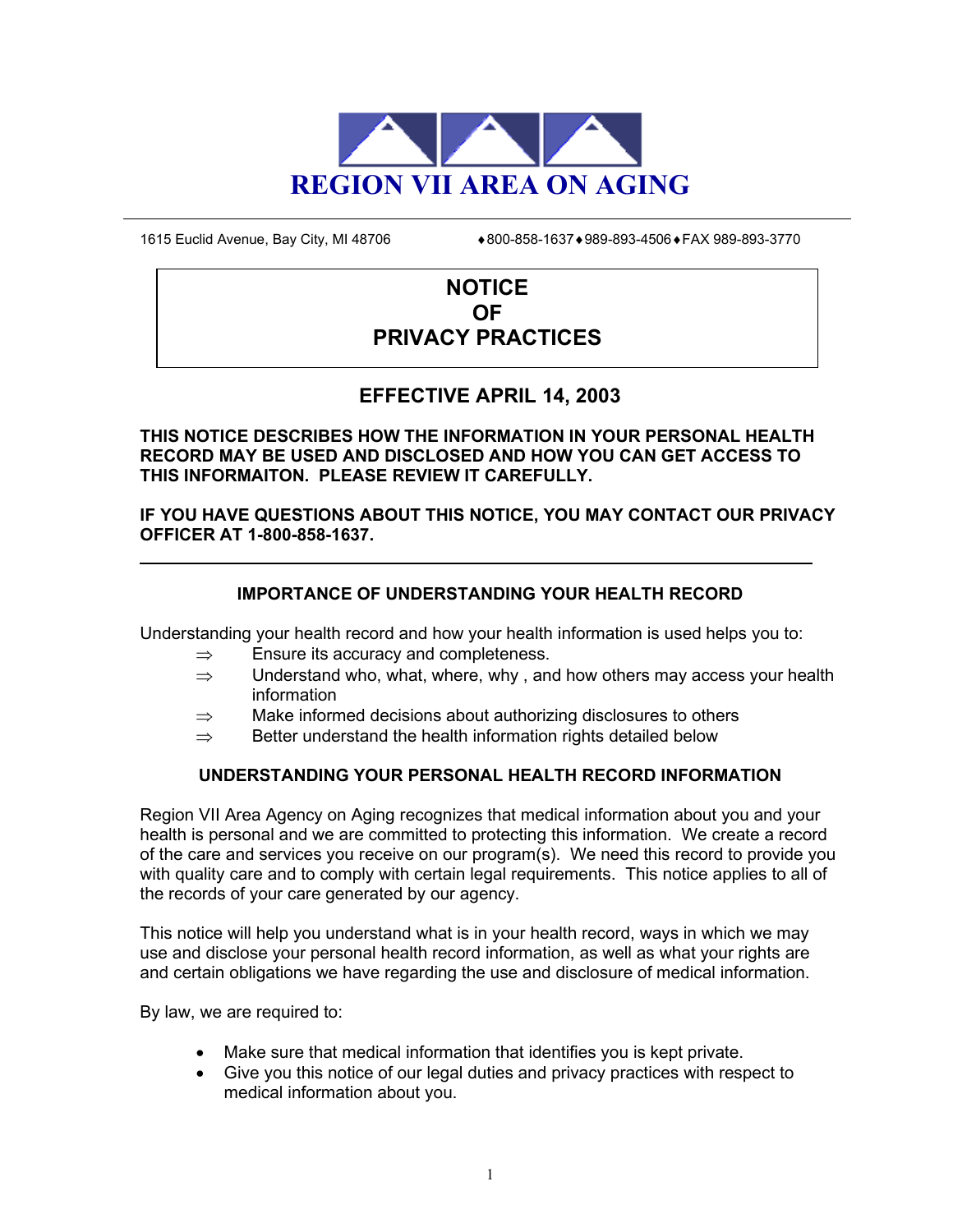# REGION VII AREA ON AGING

1615 Euclid Avenue, Bay City, MI 48706 ♦800-858-1637♦989-893-4506♦FAX 989-893-3770

## NOTICE OF PRIVACY PRACTICES

### EFFECTIVE APRIL 14, 2003

**THIS NOTICE DESCRIBES HOW THE INFORMATION IN YOUR PERSONAL HEALTH RECORD MAY BE USED AND DISCLOSED AND HOW YOU CAN GET ACCESS TO THIS INFORMAITON. PLEASE REVIEW IT CAREFULLY.**

**IF YOU HAVE QUESTIONS ABOUT THIS NOTICE, YOU MAY CONTACT OUR PRIVACY OFFICER AT 1-800-858-1637.**

---

### IMPORTANCE OF UNDERSTANDING YOUR HEALTH RECORD

Understanding your health record and how your health information is used helps you to:

⇒ Ensure its accuracy and completeness.
⇒ Understand who, what, where, why , and how others may access your health information
⇒ Make informed decisions about authorizing disclosures to others
⇒ Better understand the health information rights detailed below

### UNDERSTANDING YOUR PERSONAL HEALTH RECORD INFORMATION

Region VII Area Agency on Aging recognizes that medical information about you and your health is personal and we are committed to protecting this information. We create a record of the care and services you receive on our program(s). We need this record to provide you with quality care and to comply with certain legal requirements. This notice applies to all of the records of your care generated by our agency.

This notice will help you understand what is in your health record, ways in which we may use and disclose your personal health record information, as well as what your rights are and certain obligations we have regarding the use and disclosure of medical information.

By law, we are required to:

- Make sure that medical information that identifies you is kept private.
- Give you this notice of our legal duties and privacy practices with respect to medical information about you.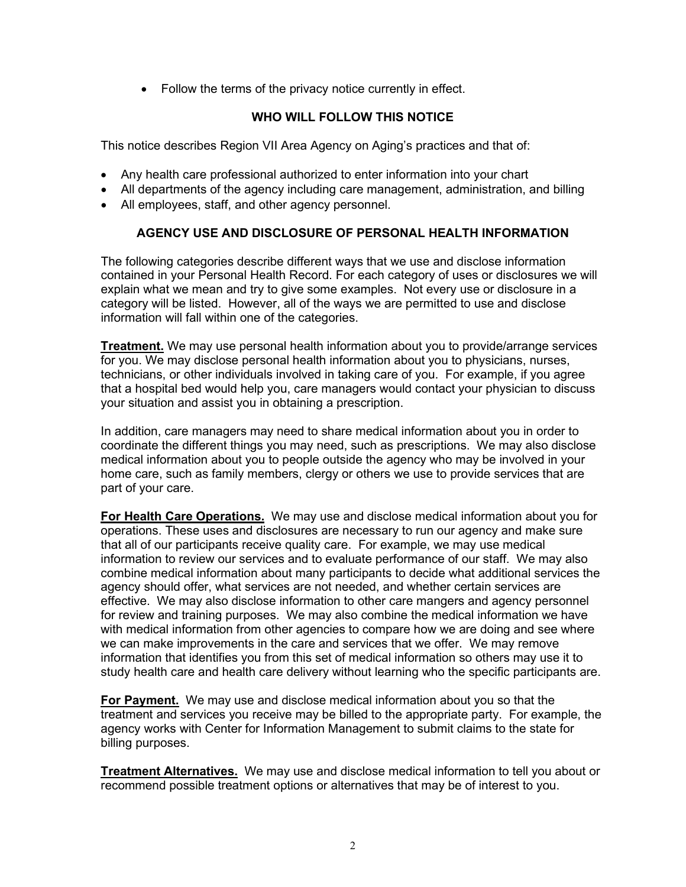- Follow the terms of the privacy notice currently in effect.

## WHO WILL FOLLOW THIS NOTICE

This notice describes Region VII Area Agency on Aging's practices and that of:

- Any health care professional authorized to enter information into your chart
- All departments of the agency including care management, administration, and billing
- All employees, staff, and other agency personnel.

## AGENCY USE AND DISCLOSURE OF PERSONAL HEALTH INFORMATION

The following categories describe different ways that we use and disclose information contained in your Personal Health Record. For each category of uses or disclosures we will explain what we mean and try to give some examples. Not every use or disclosure in a category will be listed. However, all of the ways we are permitted to use and disclose information will fall within one of the categories.

**Treatment.** We may use personal health information about you to provide/arrange services for you. We may disclose personal health information about you to physicians, nurses, technicians, or other individuals involved in taking care of you. For example, if you agree that a hospital bed would help you, care managers would contact your physician to discuss your situation and assist you in obtaining a prescription.

In addition, care managers may need to share medical information about you in order to coordinate the different things you may need, such as prescriptions. We may also disclose medical information about you to people outside the agency who may be involved in your home care, such as family members, clergy or others we use to provide services that are part of your care.

**For Health Care Operations.** We may use and disclose medical information about you for operations. These uses and disclosures are necessary to run our agency and make sure that all of our participants receive quality care. For example, we may use medical information to review our services and to evaluate performance of our staff. We may also combine medical information about many participants to decide what additional services the agency should offer, what services are not needed, and whether certain services are effective. We may also disclose information to other care mangers and agency personnel for review and training purposes. We may also combine the medical information we have with medical information from other agencies to compare how we are doing and see where we can make improvements in the care and services that we offer. We may remove information that identifies you from this set of medical information so others may use it to study health care and health care delivery without learning who the specific participants are.

**For Payment.** We may use and disclose medical information about you so that the treatment and services you receive may be billed to the appropriate party. For example, the agency works with Center for Information Management to submit claims to the state for billing purposes.

**Treatment Alternatives.** We may use and disclose medical information to tell you about or recommend possible treatment options or alternatives that may be of interest to you.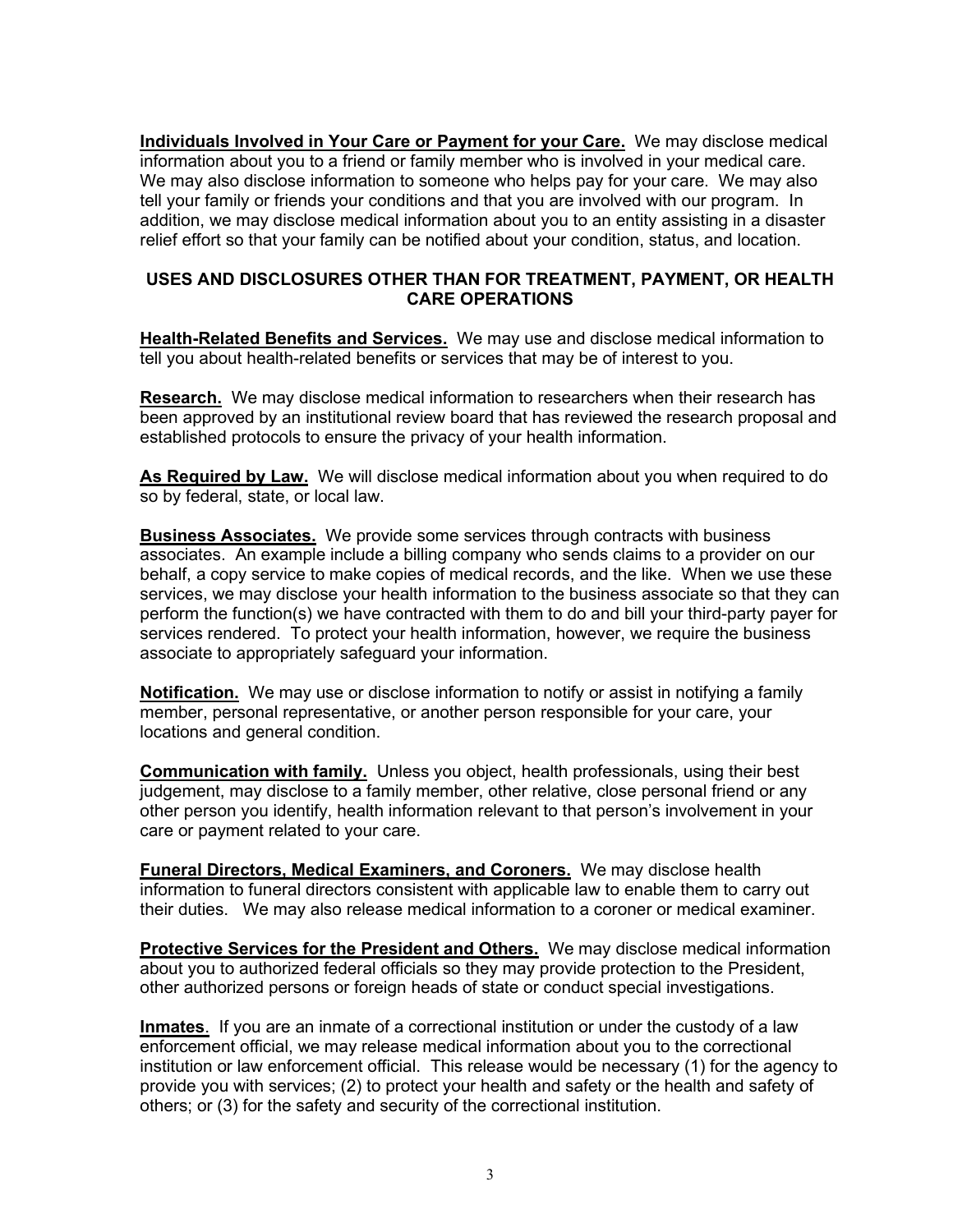**Individuals Involved in Your Care or Payment for your Care.** We may disclose medical information about you to a friend or family member who is involved in your medical care. We may also disclose information to someone who helps pay for your care. We may also tell your family or friends your conditions and that you are involved with our program. In addition, we may disclose medical information about you to an entity assisting in a disaster relief effort so that your family can be notified about your condition, status, and location.

## USES AND DISCLOSURES OTHER THAN FOR TREATMENT, PAYMENT, OR HEALTH CARE OPERATIONS

**Health-Related Benefits and Services.** We may use and disclose medical information to tell you about health-related benefits or services that may be of interest to you.

**Research.** We may disclose medical information to researchers when their research has been approved by an institutional review board that has reviewed the research proposal and established protocols to ensure the privacy of your health information.

**As Required by Law.** We will disclose medical information about you when required to do so by federal, state, or local law.

**Business Associates.** We provide some services through contracts with business associates. An example include a billing company who sends claims to a provider on our behalf, a copy service to make copies of medical records, and the like. When we use these services, we may disclose your health information to the business associate so that they can perform the function(s) we have contracted with them to do and bill your third-party payer for services rendered. To protect your health information, however, we require the business associate to appropriately safeguard your information.

**Notification.** We may use or disclose information to notify or assist in notifying a family member, personal representative, or another person responsible for your care, your locations and general condition.

**Communication with family.** Unless you object, health professionals, using their best judgement, may disclose to a family member, other relative, close personal friend or any other person you identify, health information relevant to that person's involvement in your care or payment related to your care.

**Funeral Directors, Medical Examiners, and Coroners.** We may disclose health information to funeral directors consistent with applicable law to enable them to carry out their duties. We may also release medical information to a coroner or medical examiner.

**Protective Services for the President and Others.** We may disclose medical information about you to authorized federal officials so they may provide protection to the President, other authorized persons or foreign heads of state or conduct special investigations.

**Inmates**. If you are an inmate of a correctional institution or under the custody of a law enforcement official, we may release medical information about you to the correctional institution or law enforcement official. This release would be necessary (1) for the agency to provide you with services; (2) to protect your health and safety or the health and safety of others; or (3) for the safety and security of the correctional institution.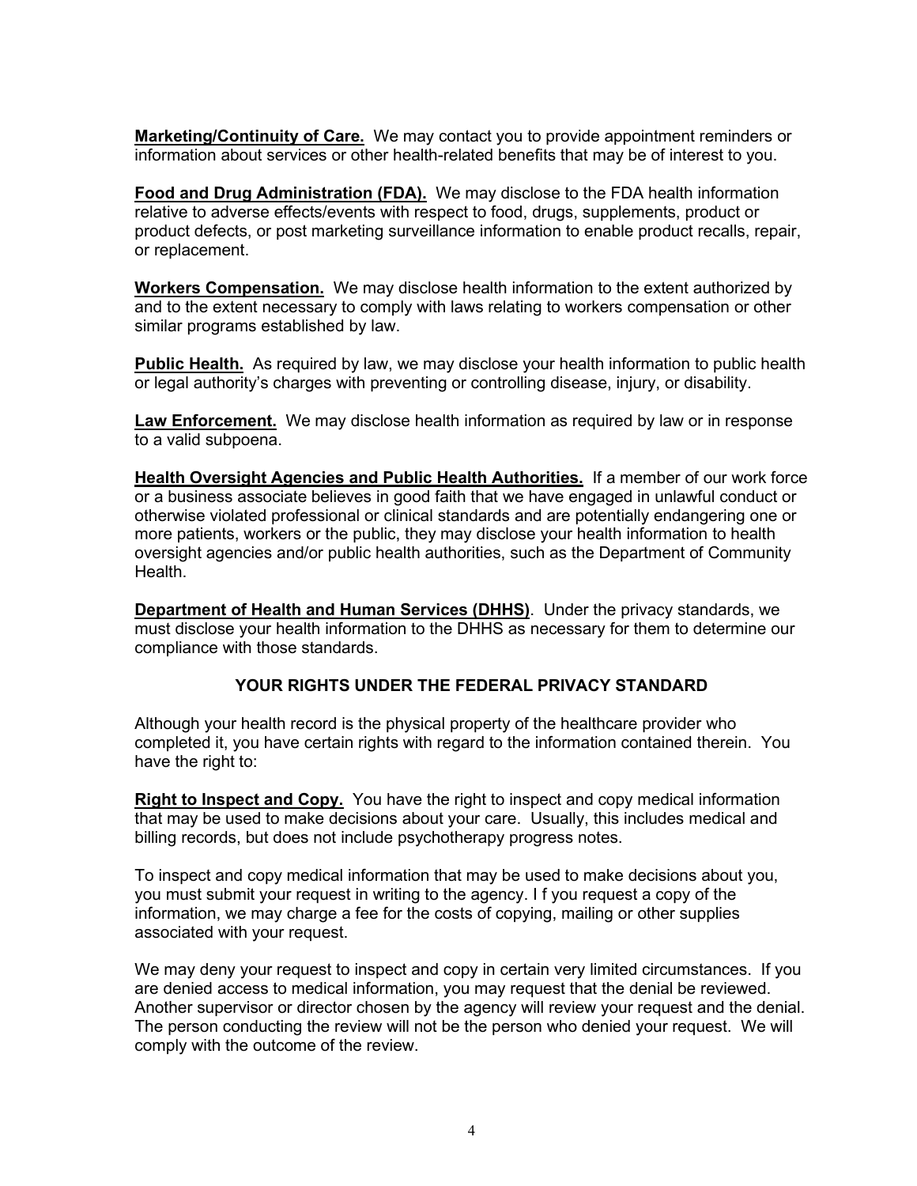**Marketing/Continuity of Care.** We may contact you to provide appointment reminders or information about services or other health-related benefits that may be of interest to you.

**Food and Drug Administration (FDA).** We may disclose to the FDA health information relative to adverse effects/events with respect to food, drugs, supplements, product or product defects, or post marketing surveillance information to enable product recalls, repair, or replacement.

**Workers Compensation.** We may disclose health information to the extent authorized by and to the extent necessary to comply with laws relating to workers compensation or other similar programs established by law.

**Public Health.** As required by law, we may disclose your health information to public health or legal authority's charges with preventing or controlling disease, injury, or disability.

**Law Enforcement.** We may disclose health information as required by law or in response to a valid subpoena.

**Health Oversight Agencies and Public Health Authorities.** If a member of our work force or a business associate believes in good faith that we have engaged in unlawful conduct or otherwise violated professional or clinical standards and are potentially endangering one or more patients, workers or the public, they may disclose your health information to health oversight agencies and/or public health authorities, such as the Department of Community Health.

**Department of Health and Human Services (DHHS)**. Under the privacy standards, we must disclose your health information to the DHHS as necessary for them to determine our compliance with those standards.

## YOUR RIGHTS UNDER THE FEDERAL PRIVACY STANDARD

Although your health record is the physical property of the healthcare provider who completed it, you have certain rights with regard to the information contained therein. You have the right to:

**Right to Inspect and Copy.** You have the right to inspect and copy medical information that may be used to make decisions about your care. Usually, this includes medical and billing records, but does not include psychotherapy progress notes.

To inspect and copy medical information that may be used to make decisions about you, you must submit your request in writing to the agency. I f you request a copy of the information, we may charge a fee for the costs of copying, mailing or other supplies associated with your request.

We may deny your request to inspect and copy in certain very limited circumstances. If you are denied access to medical information, you may request that the denial be reviewed. Another supervisor or director chosen by the agency will review your request and the denial. The person conducting the review will not be the person who denied your request. We will comply with the outcome of the review.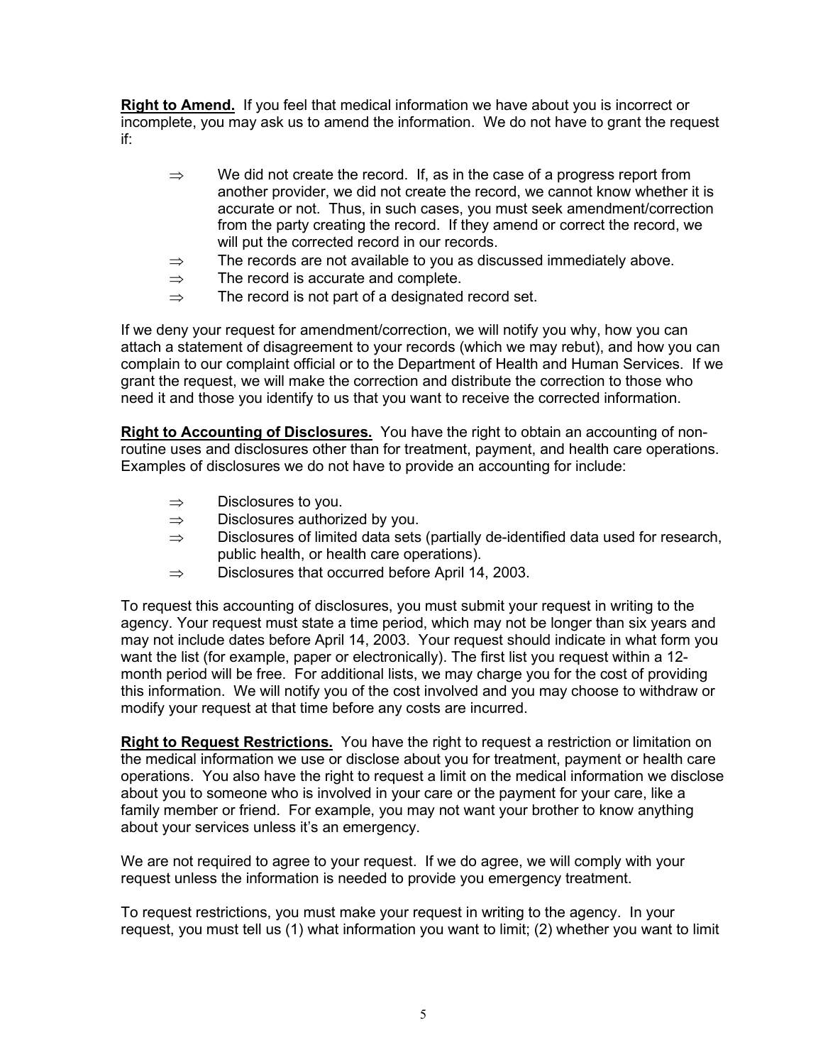**Right to Amend.** If you feel that medical information we have about you is incorrect or incomplete, you may ask us to amend the information. We do not have to grant the request if:

- ⇒ We did not create the record. If, as in the case of a progress report from another provider, we did not create the record, we cannot know whether it is accurate or not. Thus, in such cases, you must seek amendment/correction from the party creating the record. If they amend or correct the record, we will put the corrected record in our records.
- ⇒ The records are not available to you as discussed immediately above.
- ⇒ The record is accurate and complete.
- ⇒ The record is not part of a designated record set.

If we deny your request for amendment/correction, we will notify you why, how you can attach a statement of disagreement to your records (which we may rebut), and how you can complain to our complaint official or to the Department of Health and Human Services. If we grant the request, we will make the correction and distribute the correction to those who need it and those you identify to us that you want to receive the corrected information.

**Right to Accounting of Disclosures.** You have the right to obtain an accounting of non-routine uses and disclosures other than for treatment, payment, and health care operations. Examples of disclosures we do not have to provide an accounting for include:

- ⇒ Disclosures to you.
- ⇒ Disclosures authorized by you.
- ⇒ Disclosures of limited data sets (partially de-identified data used for research, public health, or health care operations).
- ⇒ Disclosures that occurred before April 14, 2003.

To request this accounting of disclosures, you must submit your request in writing to the agency. Your request must state a time period, which may not be longer than six years and may not include dates before April 14, 2003. Your request should indicate in what form you want the list (for example, paper or electronically). The first list you request within a 12-month period will be free. For additional lists, we may charge you for the cost of providing this information. We will notify you of the cost involved and you may choose to withdraw or modify your request at that time before any costs are incurred.

**Right to Request Restrictions.** You have the right to request a restriction or limitation on the medical information we use or disclose about you for treatment, payment or health care operations. You also have the right to request a limit on the medical information we disclose about you to someone who is involved in your care or the payment for your care, like a family member or friend. For example, you may not want your brother to know anything about your services unless it's an emergency.

We are not required to agree to your request. If we do agree, we will comply with your request unless the information is needed to provide you emergency treatment.

To request restrictions, you must make your request in writing to the agency. In your request, you must tell us (1) what information you want to limit; (2) whether you want to limit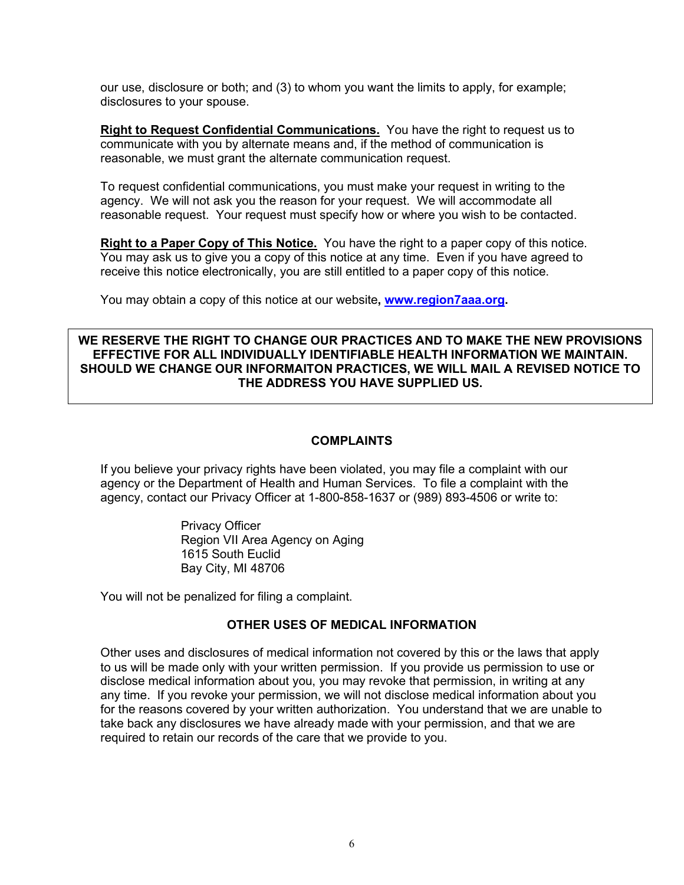our use, disclosure or both; and (3) to whom you want the limits to apply, for example; disclosures to your spouse.

**Right to Request Confidential Communications.** You have the right to request us to communicate with you by alternate means and, if the method of communication is reasonable, we must grant the alternate communication request.

To request confidential communications, you must make your request in writing to the agency. We will not ask you the reason for your request. We will accommodate all reasonable request. Your request must specify how or where you wish to be contacted.

**Right to a Paper Copy of This Notice.** You have the right to a paper copy of this notice. You may ask us to give you a copy of this notice at any time. Even if you have agreed to receive this notice electronically, you are still entitled to a paper copy of this notice.

You may obtain a copy of this notice at our website**, [www.region7aaa.org](http://www.region7aaa.org).**

**WE RESERVE THE RIGHT TO CHANGE OUR PRACTICES AND TO MAKE THE NEW PROVISIONS EFFECTIVE FOR ALL INDIVIDUALLY IDENTIFIABLE HEALTH INFORMATION WE MAINTAIN. SHOULD WE CHANGE OUR INFORMAITON PRACTICES, WE WILL MAIL A REVISED NOTICE TO THE ADDRESS YOU HAVE SUPPLIED US.**

## COMPLAINTS

If you believe your privacy rights have been violated, you may file a complaint with our agency or the Department of Health and Human Services. To file a complaint with the agency, contact our Privacy Officer at 1-800-858-1637 or (989) 893-4506 or write to:

Privacy Officer
Region VII Area Agency on Aging
1615 South Euclid
Bay City, MI 48706

You will not be penalized for filing a complaint.

## OTHER USES OF MEDICAL INFORMATION

Other uses and disclosures of medical information not covered by this or the laws that apply to us will be made only with your written permission. If you provide us permission to use or disclose medical information about you, you may revoke that permission, in writing at any any time. If you revoke your permission, we will not disclose medical information about you for the reasons covered by your written authorization. You understand that we are unable to take back any disclosures we have already made with your permission, and that we are required to retain our records of the care that we provide to you.